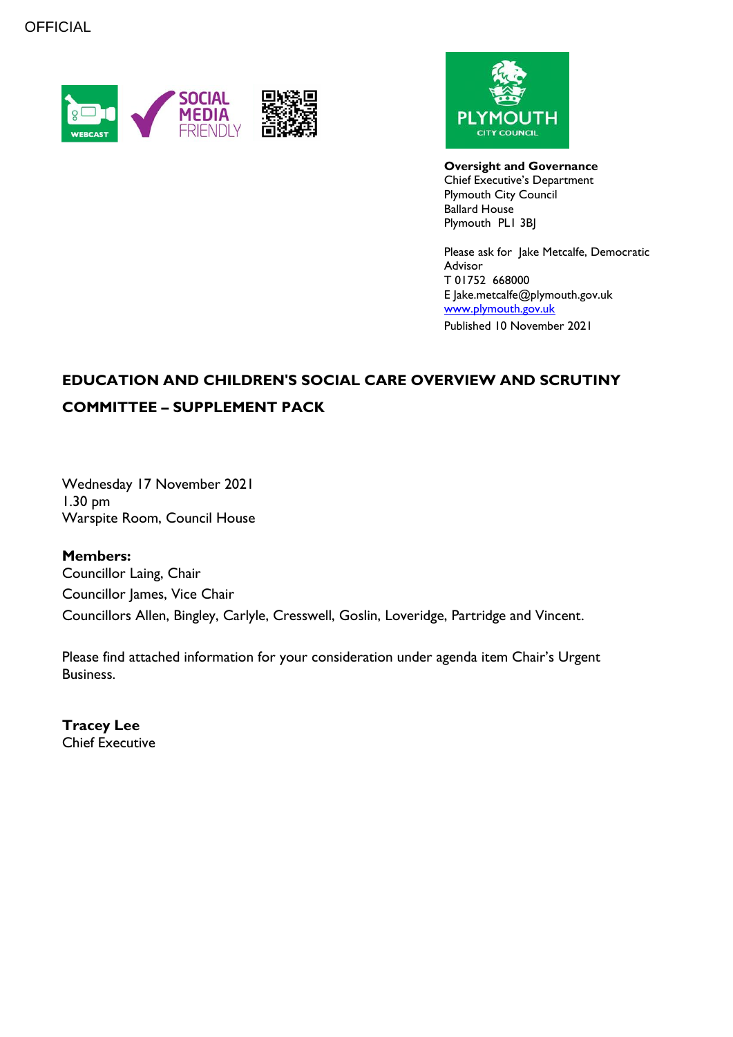OFFICIAL

**Oversight and Governance**
Chief Executive's Department
Plymouth City Council
Ballard House
Plymouth PL1 3BJ

Please ask for Jake Metcalfe, Democratic Advisor
T 01752 668000
E Jake.metcalfe@plymouth.gov.uk
www.plymouth.gov.uk
Published 10 November 2021

# EDUCATION AND CHILDREN'S SOCIAL CARE OVERVIEW AND SCRUTINY COMMITTEE – SUPPLEMENT PACK

Wednesday 17 November 2021
1.30 pm
Warspite Room, Council House

**Members:**
Councillor Laing, Chair
Councillor James, Vice Chair
Councillors Allen, Bingley, Carlyle, Cresswell, Goslin, Loveridge, Partridge and Vincent.

Please find attached information for your consideration under agenda item Chair's Urgent Business.

**Tracey Lee**
Chief Executive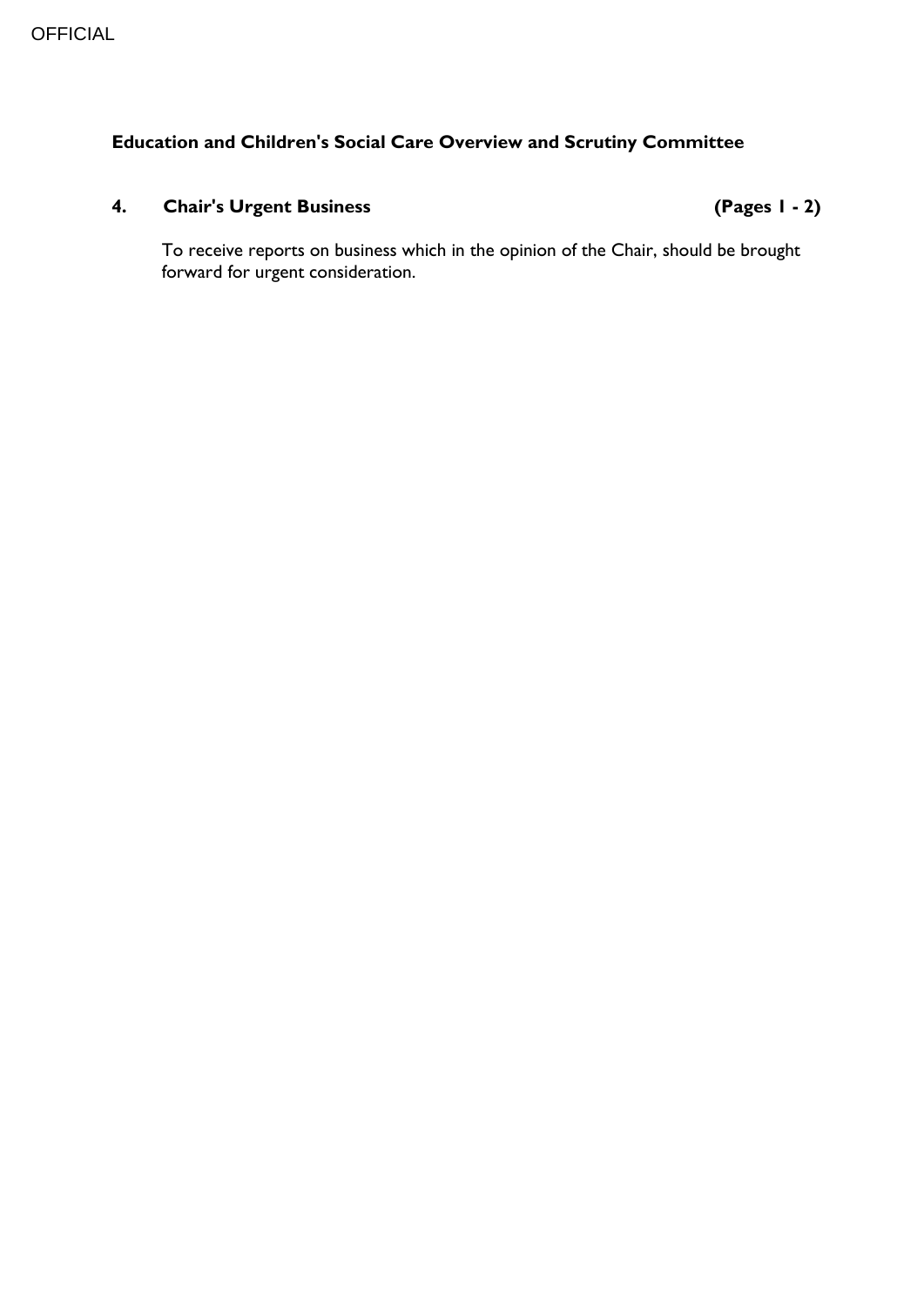**Education and Children's Social Care Overview and Scrutiny Committee**

**4. Chair's Urgent Business (Pages 1 - 2)**

To receive reports on business which in the opinion of the Chair, should be brought forward for urgent consideration.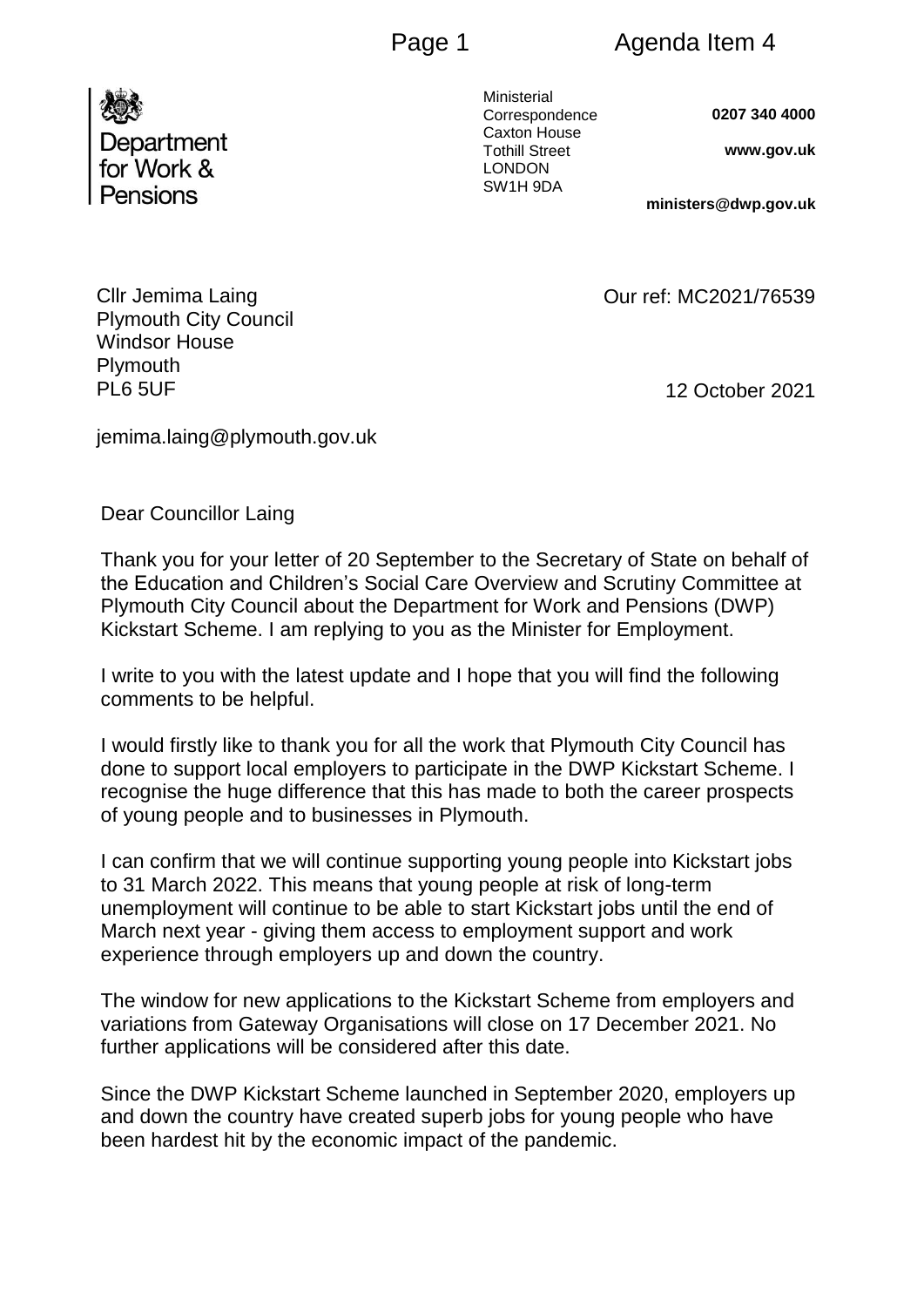Department for Work & Pensions

Ministerial Correspondence
Caxton House
Tothill Street
LONDON
SW1H 9DA

**0207 340 4000**

**www.gov.uk**

**ministers@dwp.gov.uk**

Cllr Jemima Laing
Plymouth City Council
Windsor House
Plymouth
PL6 5UF

Our ref: MC2021/76539

12 October 2021

jemima.laing@plymouth.gov.uk

Dear Councillor Laing

Thank you for your letter of 20 September to the Secretary of State on behalf of the Education and Children's Social Care Overview and Scrutiny Committee at Plymouth City Council about the Department for Work and Pensions (DWP) Kickstart Scheme. I am replying to you as the Minister for Employment.

I write to you with the latest update and I hope that you will find the following comments to be helpful.

I would firstly like to thank you for all the work that Plymouth City Council has done to support local employers to participate in the DWP Kickstart Scheme. I recognise the huge difference that this has made to both the career prospects of young people and to businesses in Plymouth.

I can confirm that we will continue supporting young people into Kickstart jobs to 31 March 2022. This means that young people at risk of long-term unemployment will continue to be able to start Kickstart jobs until the end of March next year - giving them access to employment support and work experience through employers up and down the country.

The window for new applications to the Kickstart Scheme from employers and variations from Gateway Organisations will close on 17 December 2021. No further applications will be considered after this date.

Since the DWP Kickstart Scheme launched in September 2020, employers up and down the country have created superb jobs for young people who have been hardest hit by the economic impact of the pandemic.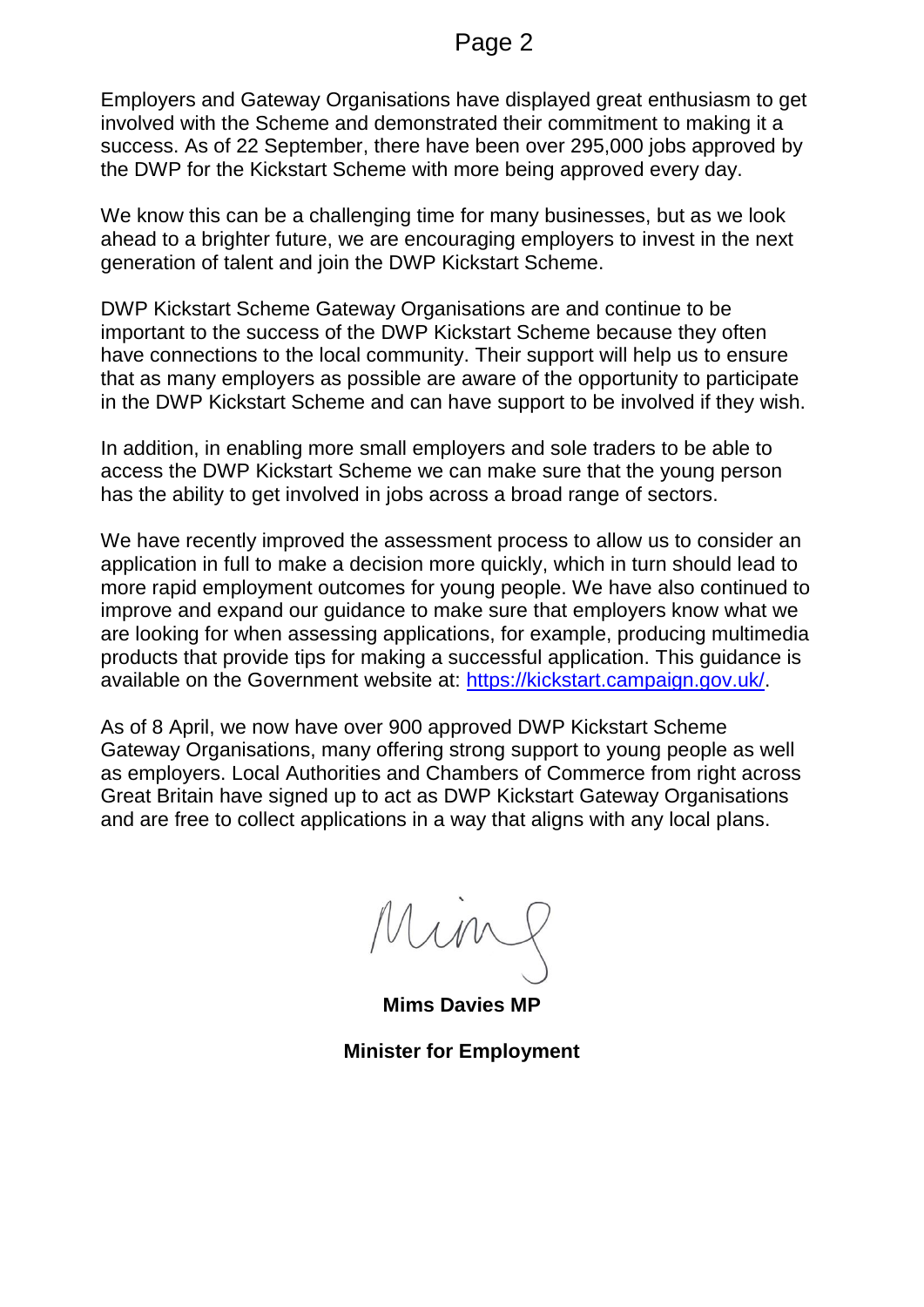Employers and Gateway Organisations have displayed great enthusiasm to get involved with the Scheme and demonstrated their commitment to making it a success. As of 22 September, there have been over 295,000 jobs approved by the DWP for the Kickstart Scheme with more being approved every day.

We know this can be a challenging time for many businesses, but as we look ahead to a brighter future, we are encouraging employers to invest in the next generation of talent and join the DWP Kickstart Scheme.

DWP Kickstart Scheme Gateway Organisations are and continue to be important to the success of the DWP Kickstart Scheme because they often have connections to the local community. Their support will help us to ensure that as many employers as possible are aware of the opportunity to participate in the DWP Kickstart Scheme and can have support to be involved if they wish.

In addition, in enabling more small employers and sole traders to be able to access the DWP Kickstart Scheme we can make sure that the young person has the ability to get involved in jobs across a broad range of sectors.

We have recently improved the assessment process to allow us to consider an application in full to make a decision more quickly, which in turn should lead to more rapid employment outcomes for young people. We have also continued to improve and expand our guidance to make sure that employers know what we are looking for when assessing applications, for example, producing multimedia products that provide tips for making a successful application. This guidance is available on the Government website at: [https://kickstart.campaign.gov.uk/](https://kickstart.campaign.gov.uk/).

As of 8 April, we now have over 900 approved DWP Kickstart Scheme Gateway Organisations, many offering strong support to young people as well as employers. Local Authorities and Chambers of Commerce from right across Great Britain have signed up to act as DWP Kickstart Gateway Organisations and are free to collect applications in a way that aligns with any local plans.

**Mims Davies MP**

**Minister for Employment**